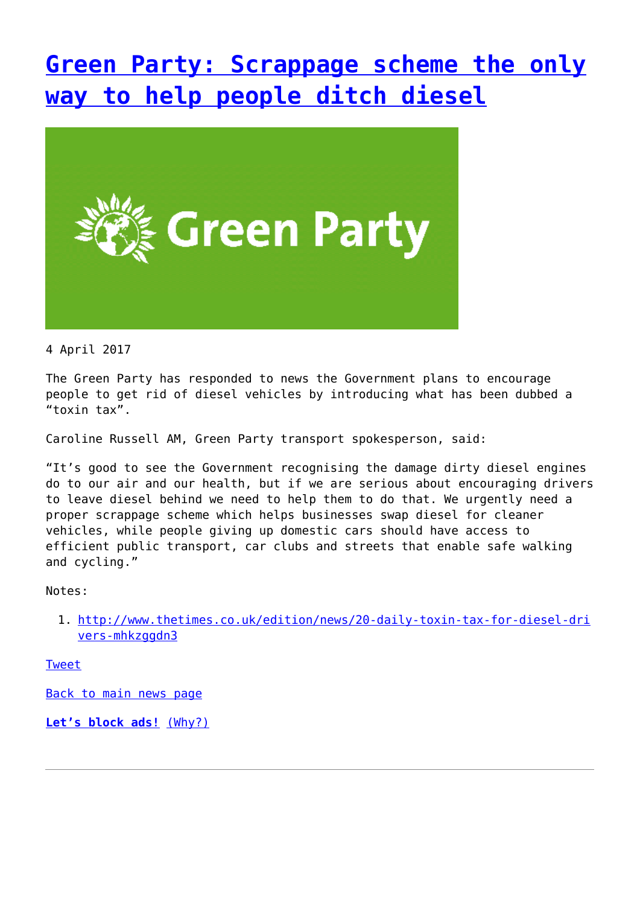# Green Party: Scrappage scheme the only way to help people ditch diesel

4 April 2017

The Green Party has responded to news the Government plans to encourage people to get rid of diesel vehicles by introducing what has been dubbed a "toxin tax".

Caroline Russell AM, Green Party transport spokesperson, said:

"It's good to see the Government recognising the damage dirty diesel engines do to our air and our health, but if we are serious about encouraging drivers to leave diesel behind we need to help them to do that. We urgently need a proper scrappage scheme which helps businesses swap diesel for cleaner vehicles, while people giving up domestic cars should have access to efficient public transport, car clubs and streets that enable safe walking and cycling."

Notes:

1. http://www.thetimes.co.uk/edition/news/20-daily-toxin-tax-for-diesel-drivers-mhkzggdn3

Tweet

Back to main news page

**Let's block ads!** (Why?)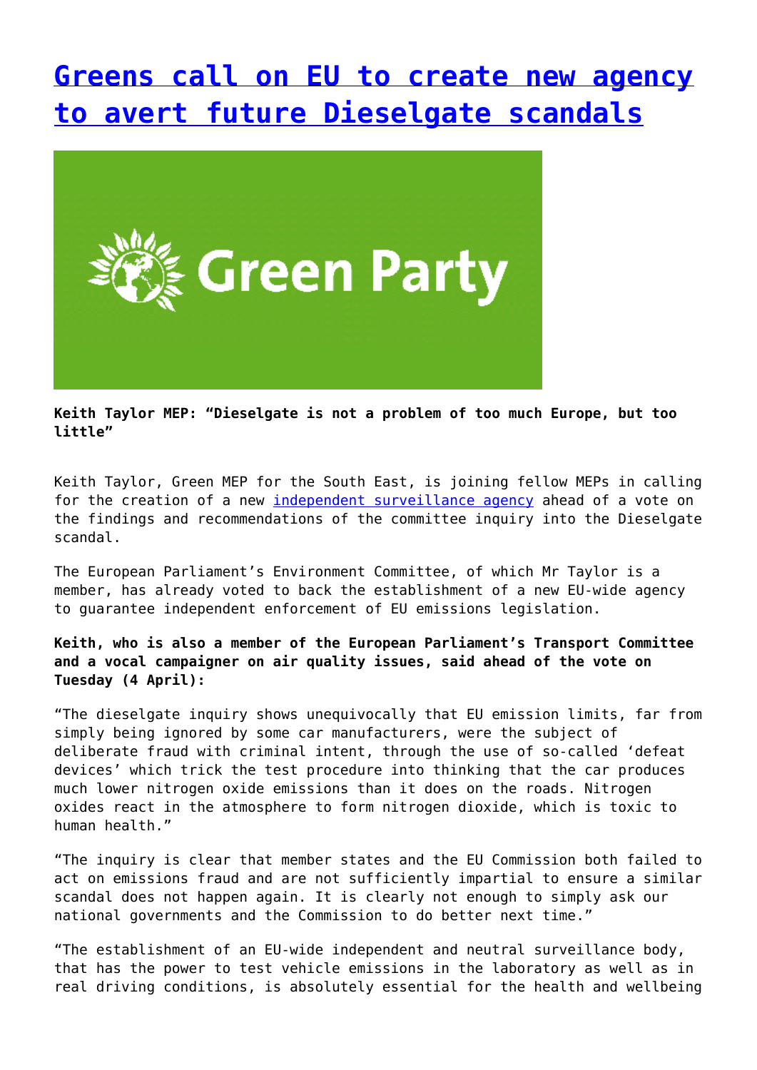# [Greens call on EU to create new agency to avert future Dieselgate scandals]

**Keith Taylor MEP: "Dieselgate is not a problem of too much Europe, but too little"**

Keith Taylor, Green MEP for the South East, is joining fellow MEPs in calling for the creation of a new [independent surveillance agency] ahead of a vote on the findings and recommendations of the committee inquiry into the Dieselgate scandal.

The European Parliament's Environment Committee, of which Mr Taylor is a member, has already voted to back the establishment of a new EU-wide agency to guarantee independent enforcement of EU emissions legislation.

**Keith, who is also a member of the European Parliament's Transport Committee and a vocal campaigner on air quality issues, said ahead of the vote on Tuesday (4 April):**

"The dieselgate inquiry shows unequivocally that EU emission limits, far from simply being ignored by some car manufacturers, were the subject of deliberate fraud with criminal intent, through the use of so-called 'defeat devices' which trick the test procedure into thinking that the car produces much lower nitrogen oxide emissions than it does on the roads. Nitrogen oxides react in the atmosphere to form nitrogen dioxide, which is toxic to human health."

"The inquiry is clear that member states and the EU Commission both failed to act on emissions fraud and are not sufficiently impartial to ensure a similar scandal does not happen again. It is clearly not enough to simply ask our national governments and the Commission to do better next time."

"The establishment of an EU-wide independent and neutral surveillance body, that has the power to test vehicle emissions in the laboratory as well as in real driving conditions, is absolutely essential for the health and wellbeing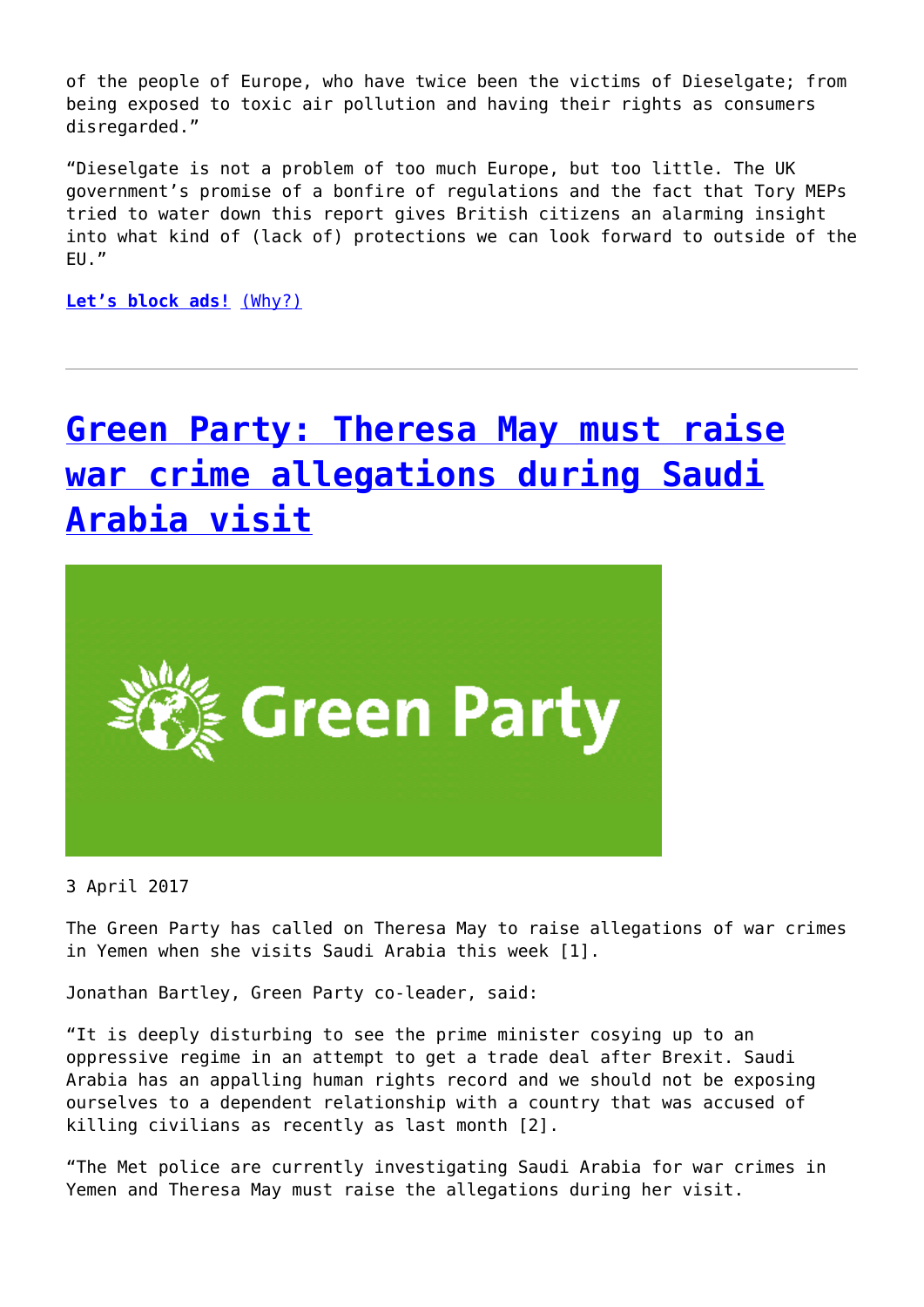of the people of Europe, who have twice been the victims of Dieselgate; from being exposed to toxic air pollution and having their rights as consumers disregarded."

"Dieselgate is not a problem of too much Europe, but too little. The UK government's promise of a bonfire of regulations and the fact that Tory MEPs tried to water down this report gives British citizens an alarming insight into what kind of (lack of) protections we can look forward to outside of the EU."

**Let's block ads!** (Why?)

---

# Green Party: Theresa May must raise war crime allegations during Saudi Arabia visit

3 April 2017

The Green Party has called on Theresa May to raise allegations of war crimes in Yemen when she visits Saudi Arabia this week [1].

Jonathan Bartley, Green Party co-leader, said:

"It is deeply disturbing to see the prime minister cosying up to an oppressive regime in an attempt to get a trade deal after Brexit. Saudi Arabia has an appalling human rights record and we should not be exposing ourselves to a dependent relationship with a country that was accused of killing civilians as recently as last month [2].

"The Met police are currently investigating Saudi Arabia for war crimes in Yemen and Theresa May must raise the allegations during her visit.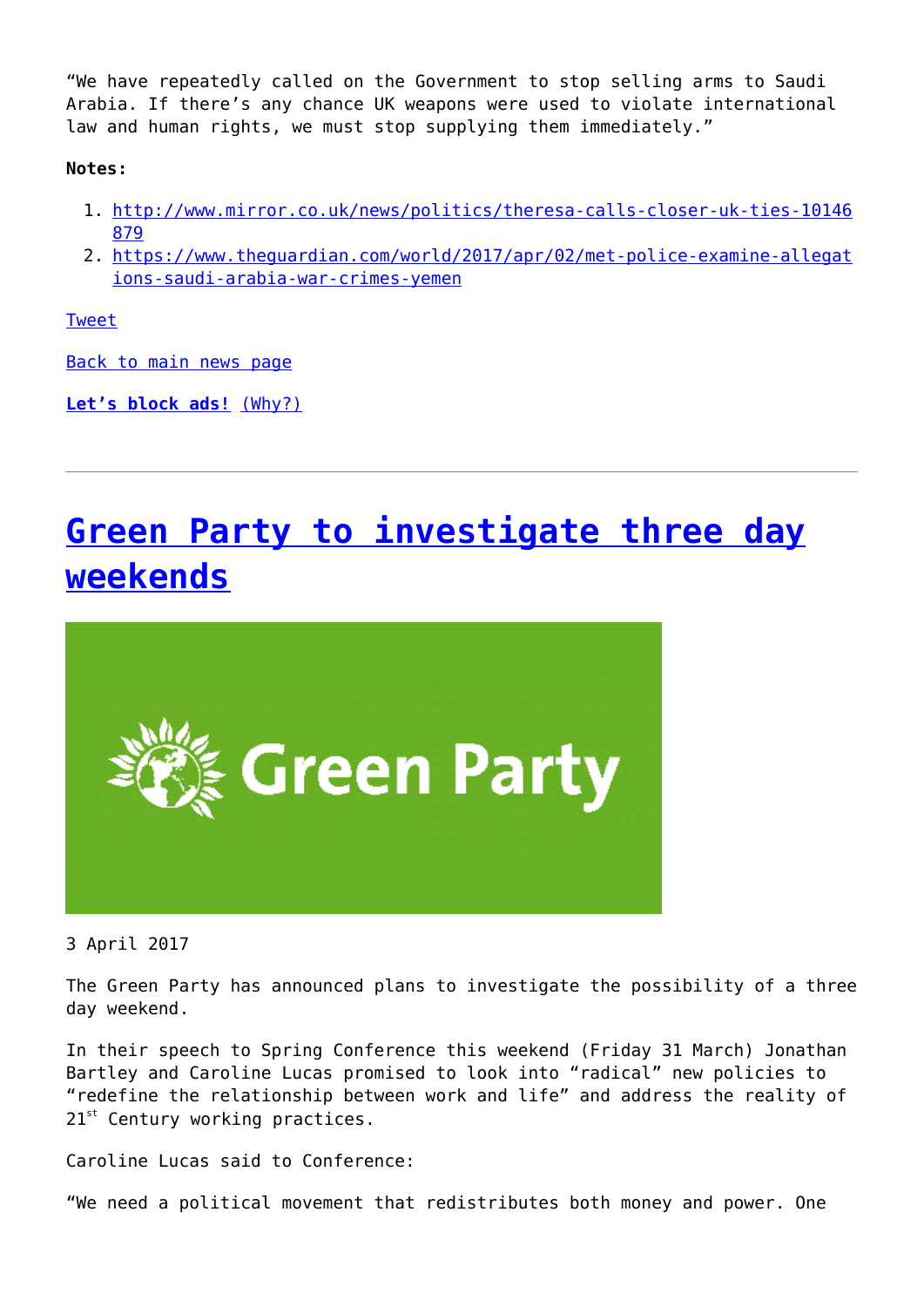"We have repeatedly called on the Government to stop selling arms to Saudi Arabia. If there's any chance UK weapons were used to violate international law and human rights, we must stop supplying them immediately."

**Notes:**

1. http://www.mirror.co.uk/news/politics/theresa-calls-closer-uk-ties-10146879
2. https://www.theguardian.com/world/2017/apr/02/met-police-examine-allegations-saudi-arabia-war-crimes-yemen

Tweet

Back to main news page

**Let's block ads!** (Why?)

---

# Green Party to investigate three day weekends

3 April 2017

The Green Party has announced plans to investigate the possibility of a three day weekend.

In their speech to Spring Conference this weekend (Friday 31 March) Jonathan Bartley and Caroline Lucas promised to look into "radical" new policies to "redefine the relationship between work and life" and address the reality of 21st Century working practices.

Caroline Lucas said to Conference:

"We need a political movement that redistributes both money and power. One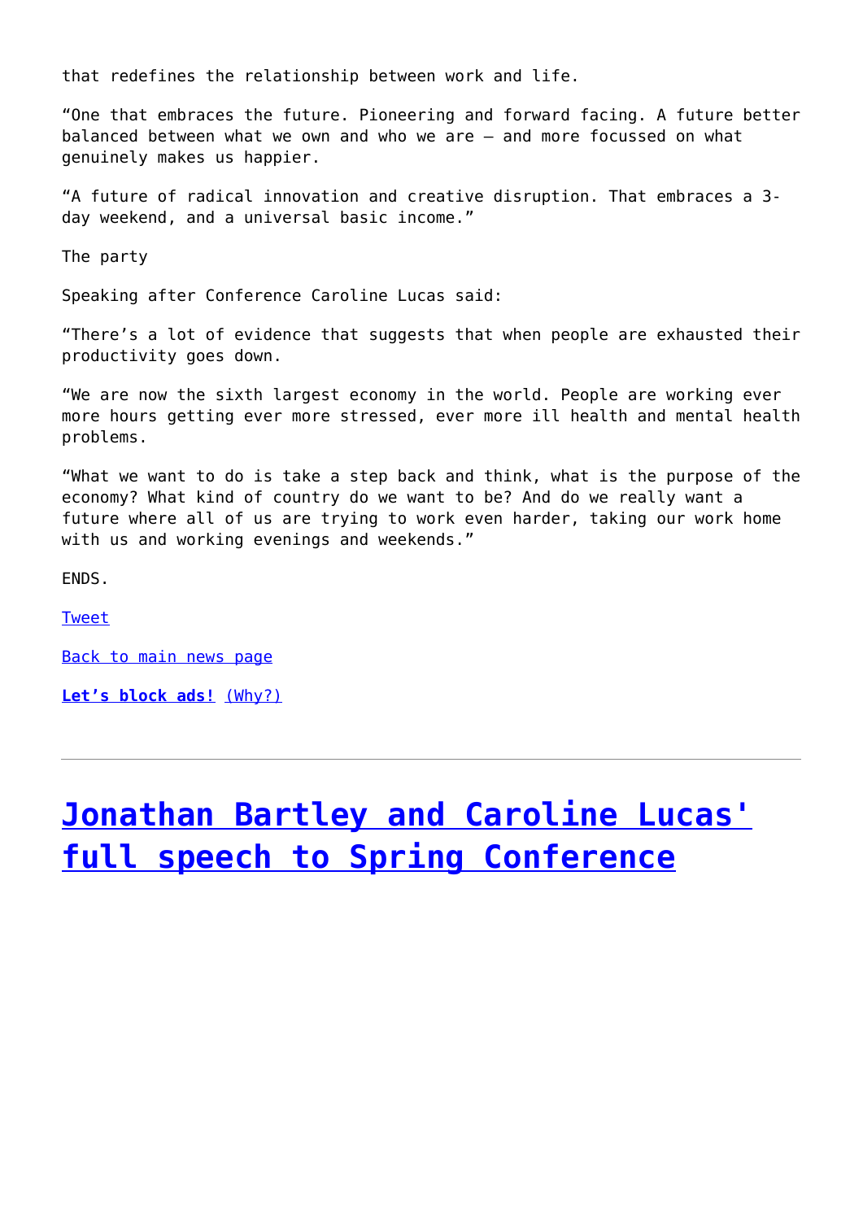that redefines the relationship between work and life.

“One that embraces the future. Pioneering and forward facing. A future better balanced between what we own and who we are – and more focussed on what genuinely makes us happier.

“A future of radical innovation and creative disruption. That embraces a 3-day weekend, and a universal basic income.”

The party

Speaking after Conference Caroline Lucas said:

“There’s a lot of evidence that suggests that when people are exhausted their productivity goes down.

“We are now the sixth largest economy in the world. People are working ever more hours getting ever more stressed, ever more ill health and mental health problems.

“What we want to do is take a step back and think, what is the purpose of the economy? What kind of country do we want to be? And do we really want a future where all of us are trying to work even harder, taking our work home with us and working evenings and weekends.”

ENDS.

Tweet

Back to main news page

**Let’s block ads!** (Why?)

---

# Jonathan Bartley and Caroline Lucas' full speech to Spring Conference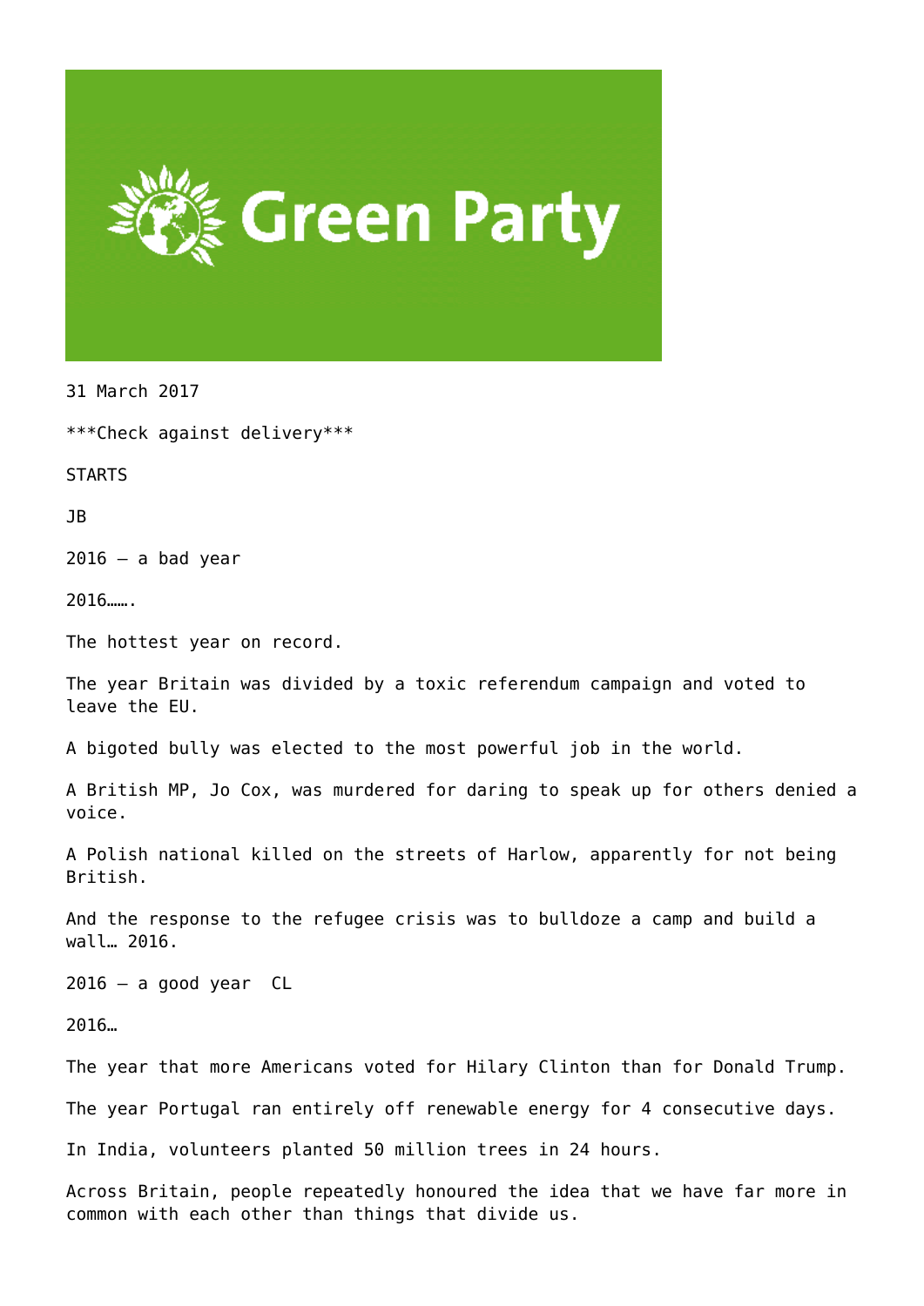Green Party

31 March 2017

***Check against delivery***

STARTS

JB

2016 – a bad year

2016…….

The hottest year on record.

The year Britain was divided by a toxic referendum campaign and voted to leave the EU.

A bigoted bully was elected to the most powerful job in the world.

A British MP, Jo Cox, was murdered for daring to speak up for others denied a voice.

A Polish national killed on the streets of Harlow, apparently for not being British.

And the response to the refugee crisis was to bulldoze a camp and build a wall… 2016.

2016 – a good year  CL

2016…

The year that more Americans voted for Hilary Clinton than for Donald Trump.

The year Portugal ran entirely off renewable energy for 4 consecutive days.

In India, volunteers planted 50 million trees in 24 hours.

Across Britain, people repeatedly honoured the idea that we have far more in common with each other than things that divide us.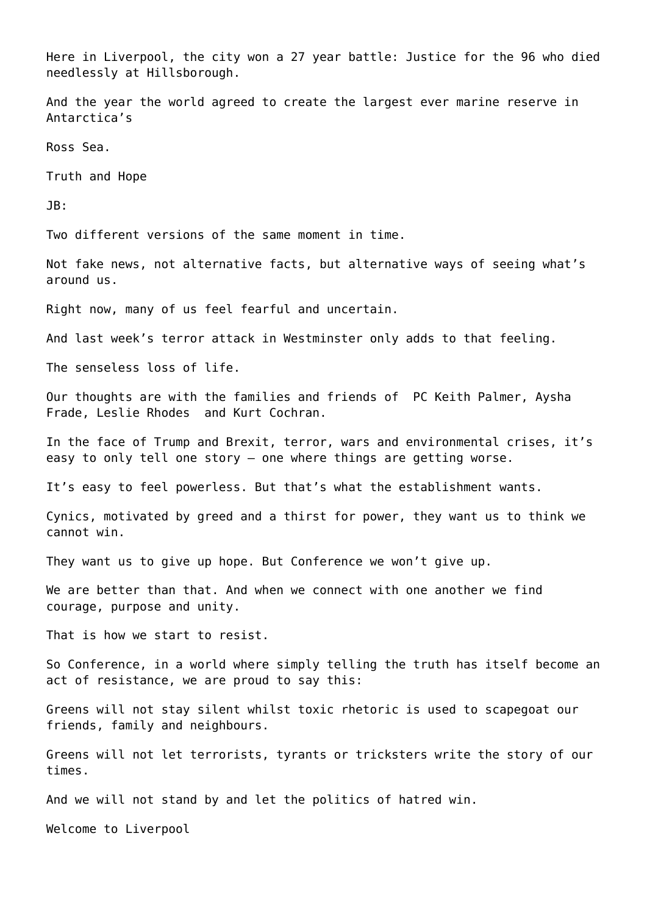Here in Liverpool, the city won a 27 year battle: Justice for the 96 who died needlessly at Hillsborough.

And the year the world agreed to create the largest ever marine reserve in Antarctica's

Ross Sea.

Truth and Hope

JB:

Two different versions of the same moment in time.

Not fake news, not alternative facts, but alternative ways of seeing what's around us.

Right now, many of us feel fearful and uncertain.

And last week's terror attack in Westminster only adds to that feeling.

The senseless loss of life.

Our thoughts are with the families and friends of PC Keith Palmer, Aysha Frade, Leslie Rhodes and Kurt Cochran.

In the face of Trump and Brexit, terror, wars and environmental crises, it's easy to only tell one story – one where things are getting worse.

It's easy to feel powerless. But that's what the establishment wants.

Cynics, motivated by greed and a thirst for power, they want us to think we cannot win.

They want us to give up hope. But Conference we won't give up.

We are better than that. And when we connect with one another we find courage, purpose and unity.

That is how we start to resist.

So Conference, in a world where simply telling the truth has itself become an act of resistance, we are proud to say this:

Greens will not stay silent whilst toxic rhetoric is used to scapegoat our friends, family and neighbours.

Greens will not let terrorists, tyrants or tricksters write the story of our times.

And we will not stand by and let the politics of hatred win.

Welcome to Liverpool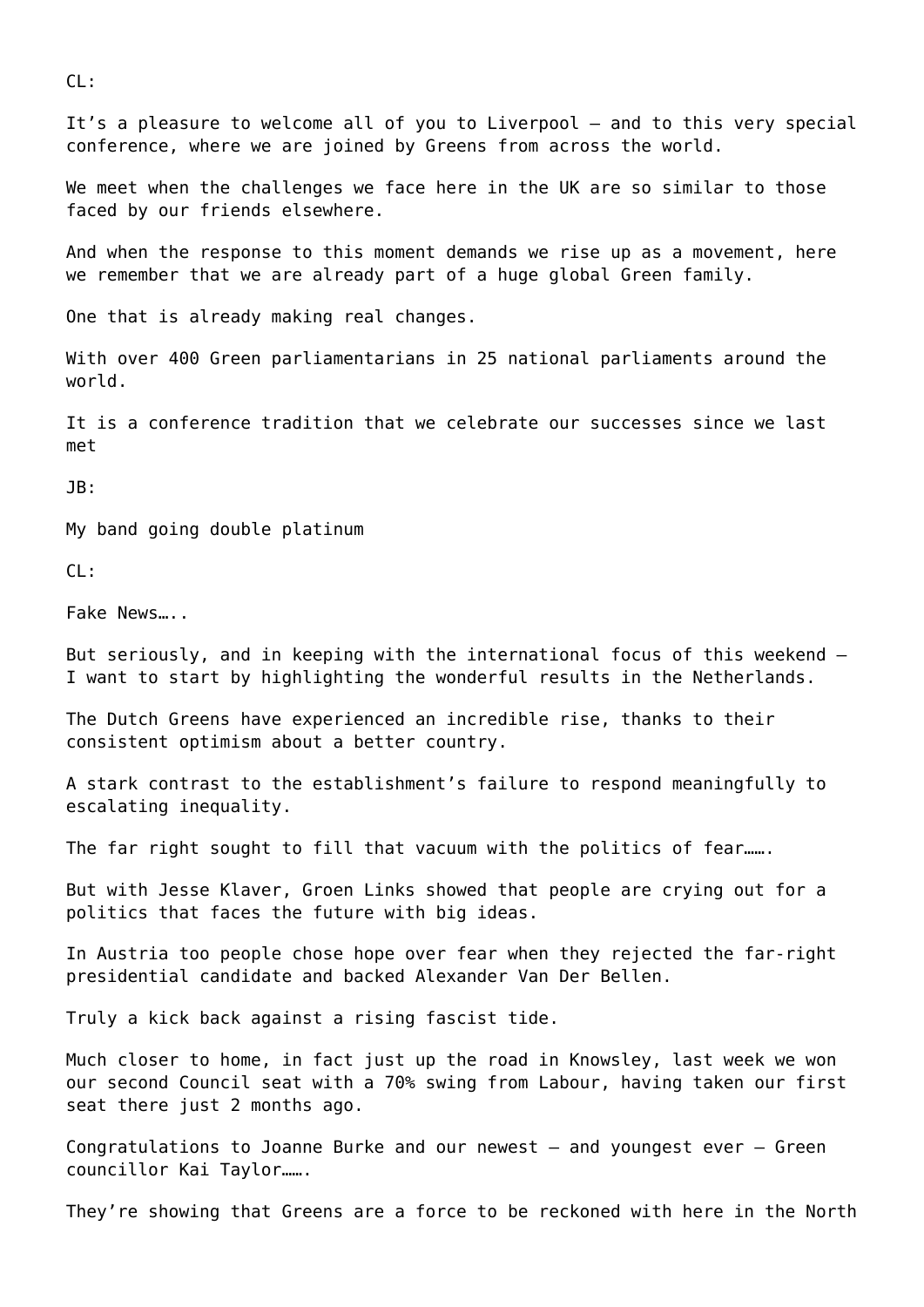CL:

It's a pleasure to welcome all of you to Liverpool – and to this very special conference, where we are joined by Greens from across the world.

We meet when the challenges we face here in the UK are so similar to those faced by our friends elsewhere.

And when the response to this moment demands we rise up as a movement, here we remember that we are already part of a huge global Green family.

One that is already making real changes.

With over 400 Green parliamentarians in 25 national parliaments around the world.

It is a conference tradition that we celebrate our successes since we last met

JB:

My band going double platinum

CL:

Fake News…..

But seriously, and in keeping with the international focus of this weekend – I want to start by highlighting the wonderful results in the Netherlands.

The Dutch Greens have experienced an incredible rise, thanks to their consistent optimism about a better country.

A stark contrast to the establishment's failure to respond meaningfully to escalating inequality.

The far right sought to fill that vacuum with the politics of fear…….

But with Jesse Klaver, Groen Links showed that people are crying out for a politics that faces the future with big ideas.

In Austria too people chose hope over fear when they rejected the far-right presidential candidate and backed Alexander Van Der Bellen.

Truly a kick back against a rising fascist tide.

Much closer to home, in fact just up the road in Knowsley, last week we won our second Council seat with a 70% swing from Labour, having taken our first seat there just 2 months ago.

Congratulations to Joanne Burke and our newest – and youngest ever – Green councillor Kai Taylor…….

They're showing that Greens are a force to be reckoned with here in the North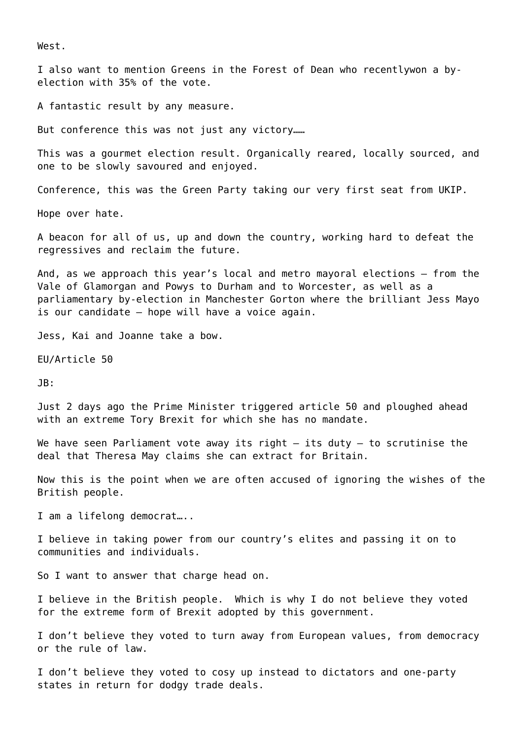West.

I also want to mention Greens in the Forest of Dean who recentlywon a by-election with 35% of the vote.

A fantastic result by any measure.

But conference this was not just any victory……

This was a gourmet election result. Organically reared, locally sourced, and one to be slowly savoured and enjoyed.

Conference, this was the Green Party taking our very first seat from UKIP.

Hope over hate.

A beacon for all of us, up and down the country, working hard to defeat the regressives and reclaim the future.

And, as we approach this year's local and metro mayoral elections – from the Vale of Glamorgan and Powys to Durham and to Worcester, as well as a parliamentary by-election in Manchester Gorton where the brilliant Jess Mayo is our candidate – hope will have a voice again.

Jess, Kai and Joanne take a bow.

EU/Article 50

JB:

Just 2 days ago the Prime Minister triggered article 50 and ploughed ahead with an extreme Tory Brexit for which she has no mandate.

We have seen Parliament vote away its right – its duty – to scrutinise the deal that Theresa May claims she can extract for Britain.

Now this is the point when we are often accused of ignoring the wishes of the British people.

I am a lifelong democrat…..

I believe in taking power from our country's elites and passing it on to communities and individuals.

So I want to answer that charge head on.

I believe in the British people. Which is why I do not believe they voted for the extreme form of Brexit adopted by this government.

I don't believe they voted to turn away from European values, from democracy or the rule of law.

I don't believe they voted to cosy up instead to dictators and one-party states in return for dodgy trade deals.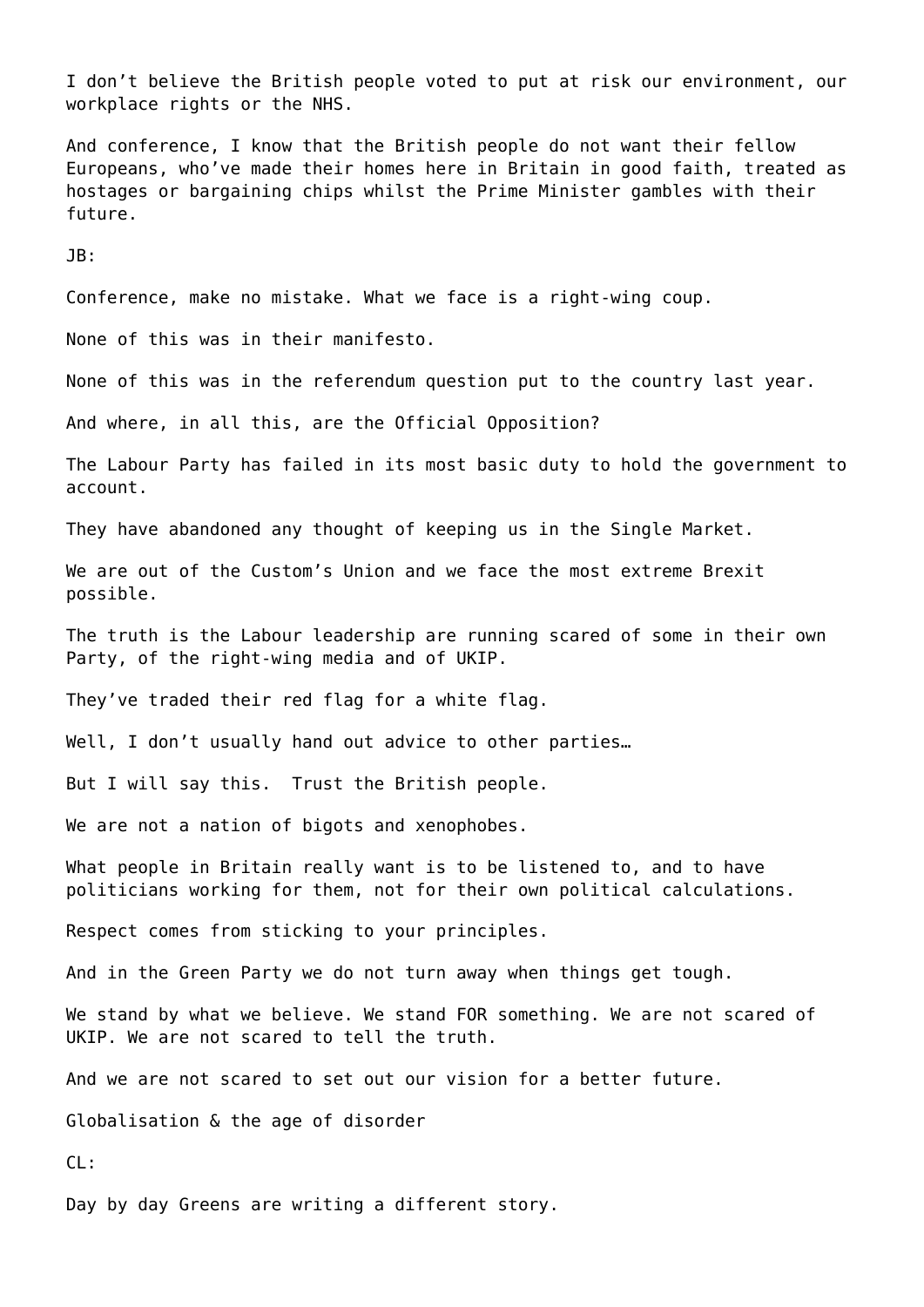I don't believe the British people voted to put at risk our environment, our workplace rights or the NHS.

And conference, I know that the British people do not want their fellow Europeans, who've made their homes here in Britain in good faith, treated as hostages or bargaining chips whilst the Prime Minister gambles with their future.

JB:

Conference, make no mistake. What we face is a right-wing coup.

None of this was in their manifesto.

None of this was in the referendum question put to the country last year.

And where, in all this, are the Official Opposition?

The Labour Party has failed in its most basic duty to hold the government to account.

They have abandoned any thought of keeping us in the Single Market.

We are out of the Custom's Union and we face the most extreme Brexit possible.

The truth is the Labour leadership are running scared of some in their own Party, of the right-wing media and of UKIP.

They've traded their red flag for a white flag.

Well, I don't usually hand out advice to other parties…

But I will say this.  Trust the British people.

We are not a nation of bigots and xenophobes.

What people in Britain really want is to be listened to, and to have politicians working for them, not for their own political calculations.

Respect comes from sticking to your principles.

And in the Green Party we do not turn away when things get tough.

We stand by what we believe. We stand FOR something. We are not scared of UKIP. We are not scared to tell the truth.

And we are not scared to set out our vision for a better future.

## Globalisation & the age of disorder

CL:

Day by day Greens are writing a different story.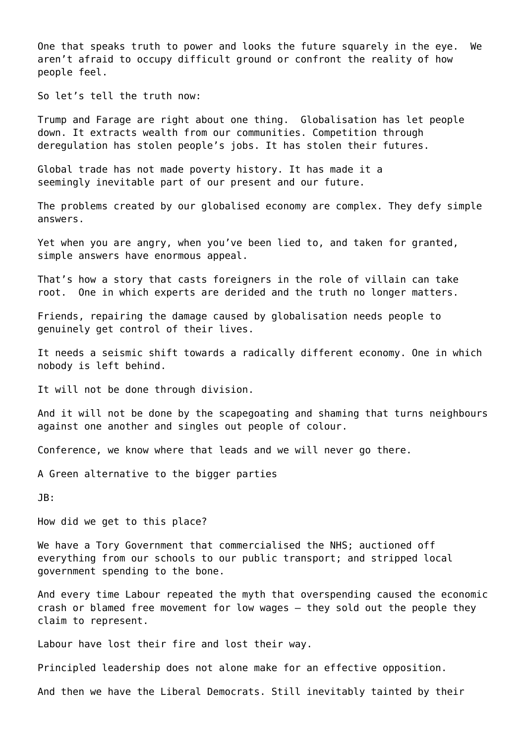One that speaks truth to power and looks the future squarely in the eye. We aren't afraid to occupy difficult ground or confront the reality of how people feel.

So let's tell the truth now:

Trump and Farage are right about one thing. Globalisation has let people down. It extracts wealth from our communities. Competition through deregulation has stolen people's jobs. It has stolen their futures.

Global trade has not made poverty history. It has made it a seemingly inevitable part of our present and our future.

The problems created by our globalised economy are complex. They defy simple answers.

Yet when you are angry, when you've been lied to, and taken for granted, simple answers have enormous appeal.

That's how a story that casts foreigners in the role of villain can take root. One in which experts are derided and the truth no longer matters.

Friends, repairing the damage caused by globalisation needs people to genuinely get control of their lives.

It needs a seismic shift towards a radically different economy. One in which nobody is left behind.

It will not be done through division.

And it will not be done by the scapegoating and shaming that turns neighbours against one another and singles out people of colour.

Conference, we know where that leads and we will never go there.

## A Green alternative to the bigger parties

JB:

How did we get to this place?

We have a Tory Government that commercialised the NHS; auctioned off everything from our schools to our public transport; and stripped local government spending to the bone.

And every time Labour repeated the myth that overspending caused the economic crash or blamed free movement for low wages – they sold out the people they claim to represent.

Labour have lost their fire and lost their way.

Principled leadership does not alone make for an effective opposition.

And then we have the Liberal Democrats. Still inevitably tainted by their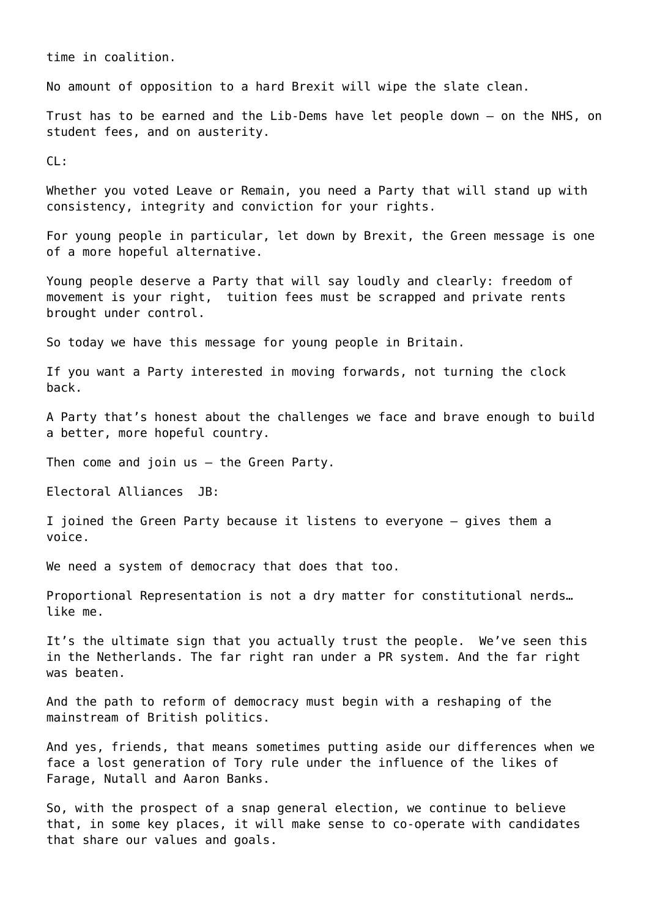time in coalition.

No amount of opposition to a hard Brexit will wipe the slate clean.

Trust has to be earned and the Lib-Dems have let people down – on the NHS, on student fees, and on austerity.

CL:

Whether you voted Leave or Remain, you need a Party that will stand up with consistency, integrity and conviction for your rights.

For young people in particular, let down by Brexit, the Green message is one of a more hopeful alternative.

Young people deserve a Party that will say loudly and clearly: freedom of movement is your right, tuition fees must be scrapped and private rents brought under control.

So today we have this message for young people in Britain.

If you want a Party interested in moving forwards, not turning the clock back.

A Party that's honest about the challenges we face and brave enough to build a better, more hopeful country.

Then come and join us – the Green Party.

Electoral Alliances JB:

I joined the Green Party because it listens to everyone – gives them a voice.

We need a system of democracy that does that too.

Proportional Representation is not a dry matter for constitutional nerds… like me.

It's the ultimate sign that you actually trust the people. We've seen this in the Netherlands. The far right ran under a PR system. And the far right was beaten.

And the path to reform of democracy must begin with a reshaping of the mainstream of British politics.

And yes, friends, that means sometimes putting aside our differences when we face a lost generation of Tory rule under the influence of the likes of Farage, Nutall and Aaron Banks.

So, with the prospect of a snap general election, we continue to believe that, in some key places, it will make sense to co-operate with candidates that share our values and goals.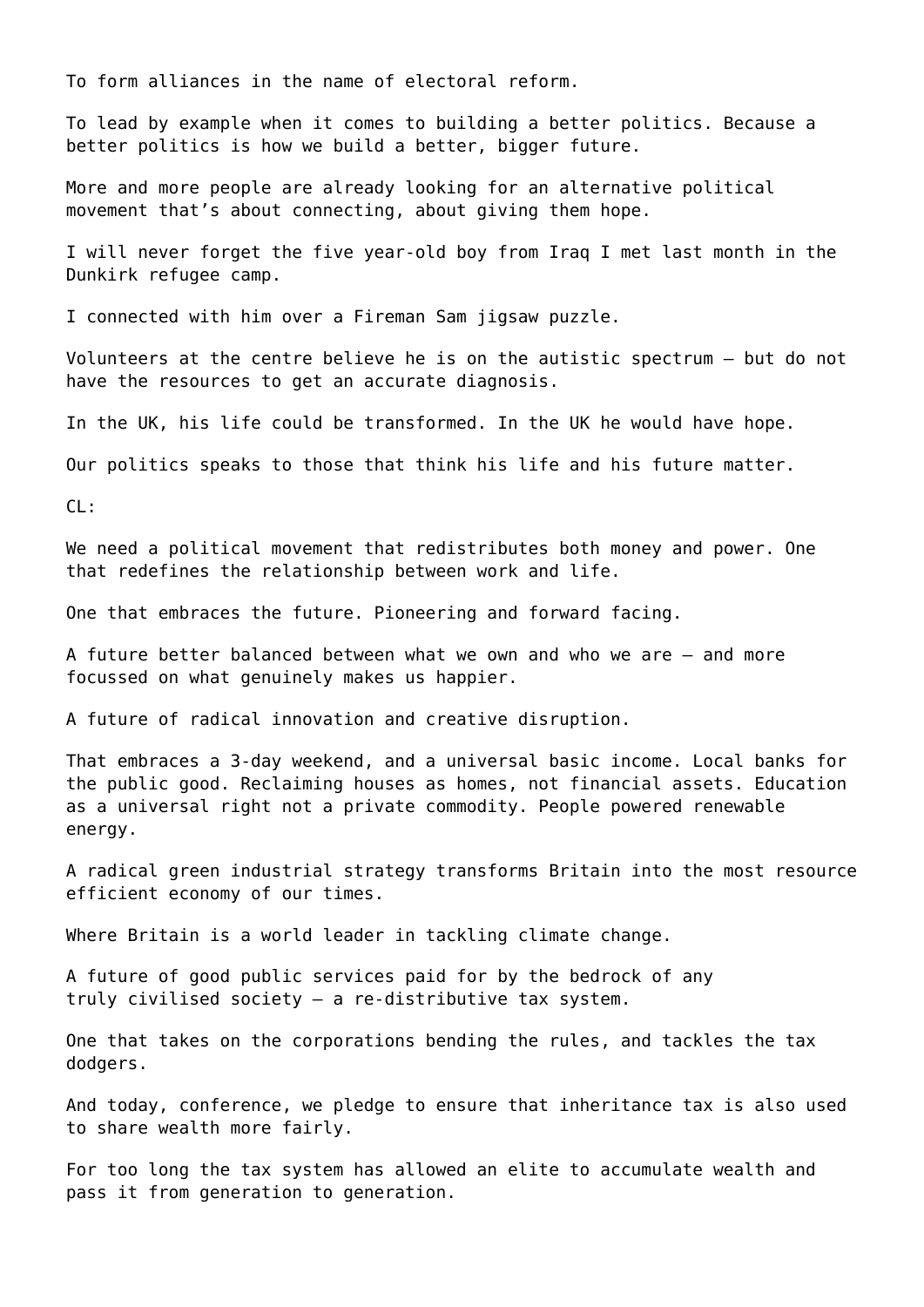To form alliances in the name of electoral reform.

To lead by example when it comes to building a better politics. Because a better politics is how we build a better, bigger future.

More and more people are already looking for an alternative political movement that's about connecting, about giving them hope.

I will never forget the five year-old boy from Iraq I met last month in the Dunkirk refugee camp.

I connected with him over a Fireman Sam jigsaw puzzle.

Volunteers at the centre believe he is on the autistic spectrum – but do not have the resources to get an accurate diagnosis.

In the UK, his life could be transformed. In the UK he would have hope.

Our politics speaks to those that think his life and his future matter.

CL:

We need a political movement that redistributes both money and power. One that redefines the relationship between work and life.

One that embraces the future. Pioneering and forward facing.

A future better balanced between what we own and who we are – and more focussed on what genuinely makes us happier.

A future of radical innovation and creative disruption.

That embraces a 3-day weekend, and a universal basic income. Local banks for the public good. Reclaiming houses as homes, not financial assets. Education as a universal right not a private commodity. People powered renewable energy.

A radical green industrial strategy transforms Britain into the most resource efficient economy of our times.

Where Britain is a world leader in tackling climate change.

A future of good public services paid for by the bedrock of any truly civilised society – a re-distributive tax system.

One that takes on the corporations bending the rules, and tackles the tax dodgers.

And today, conference, we pledge to ensure that inheritance tax is also used to share wealth more fairly.

For too long the tax system has allowed an elite to accumulate wealth and pass it from generation to generation.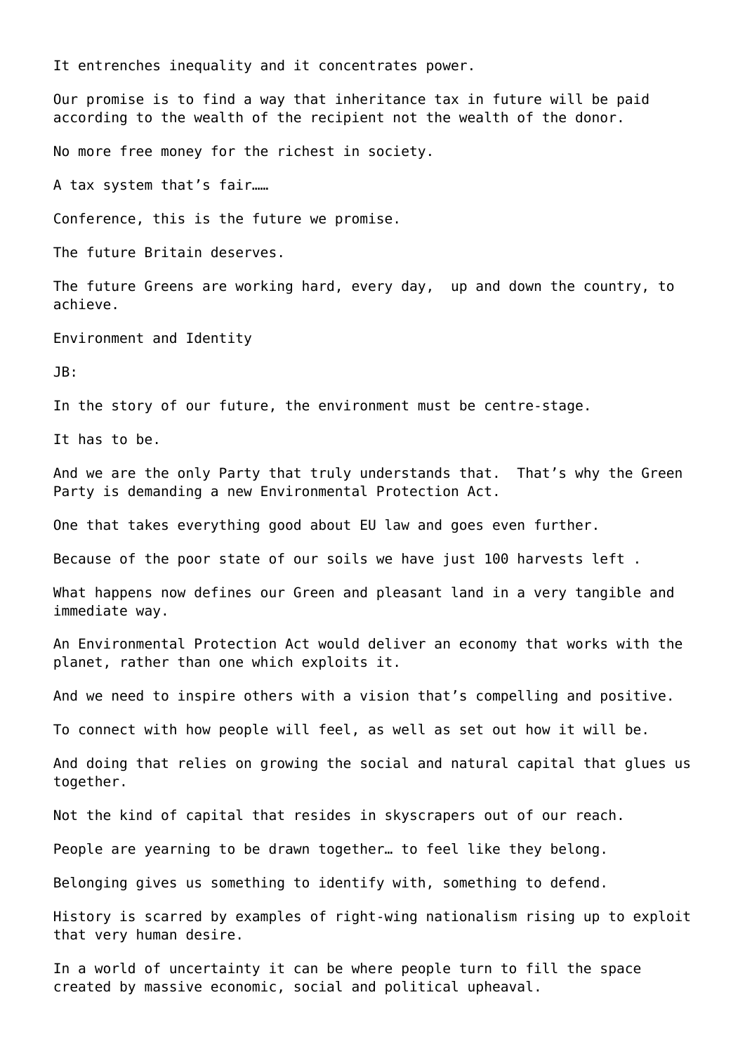It entrenches inequality and it concentrates power.

Our promise is to find a way that inheritance tax in future will be paid according to the wealth of the recipient not the wealth of the donor.

No more free money for the richest in society.

A tax system that's fair……

Conference, this is the future we promise.

The future Britain deserves.

The future Greens are working hard, every day,  up and down the country, to achieve.

## Environment and Identity

JB:

In the story of our future, the environment must be centre-stage.

It has to be.

And we are the only Party that truly understands that.  That's why the Green Party is demanding a new Environmental Protection Act.

One that takes everything good about EU law and goes even further.

Because of the poor state of our soils we have just 100 harvests left .

What happens now defines our Green and pleasant land in a very tangible and immediate way.

An Environmental Protection Act would deliver an economy that works with the planet, rather than one which exploits it.

And we need to inspire others with a vision that's compelling and positive.

To connect with how people will feel, as well as set out how it will be.

And doing that relies on growing the social and natural capital that glues us together.

Not the kind of capital that resides in skyscrapers out of our reach.

People are yearning to be drawn together… to feel like they belong.

Belonging gives us something to identify with, something to defend.

History is scarred by examples of right-wing nationalism rising up to exploit that very human desire.

In a world of uncertainty it can be where people turn to fill the space created by massive economic, social and political upheaval.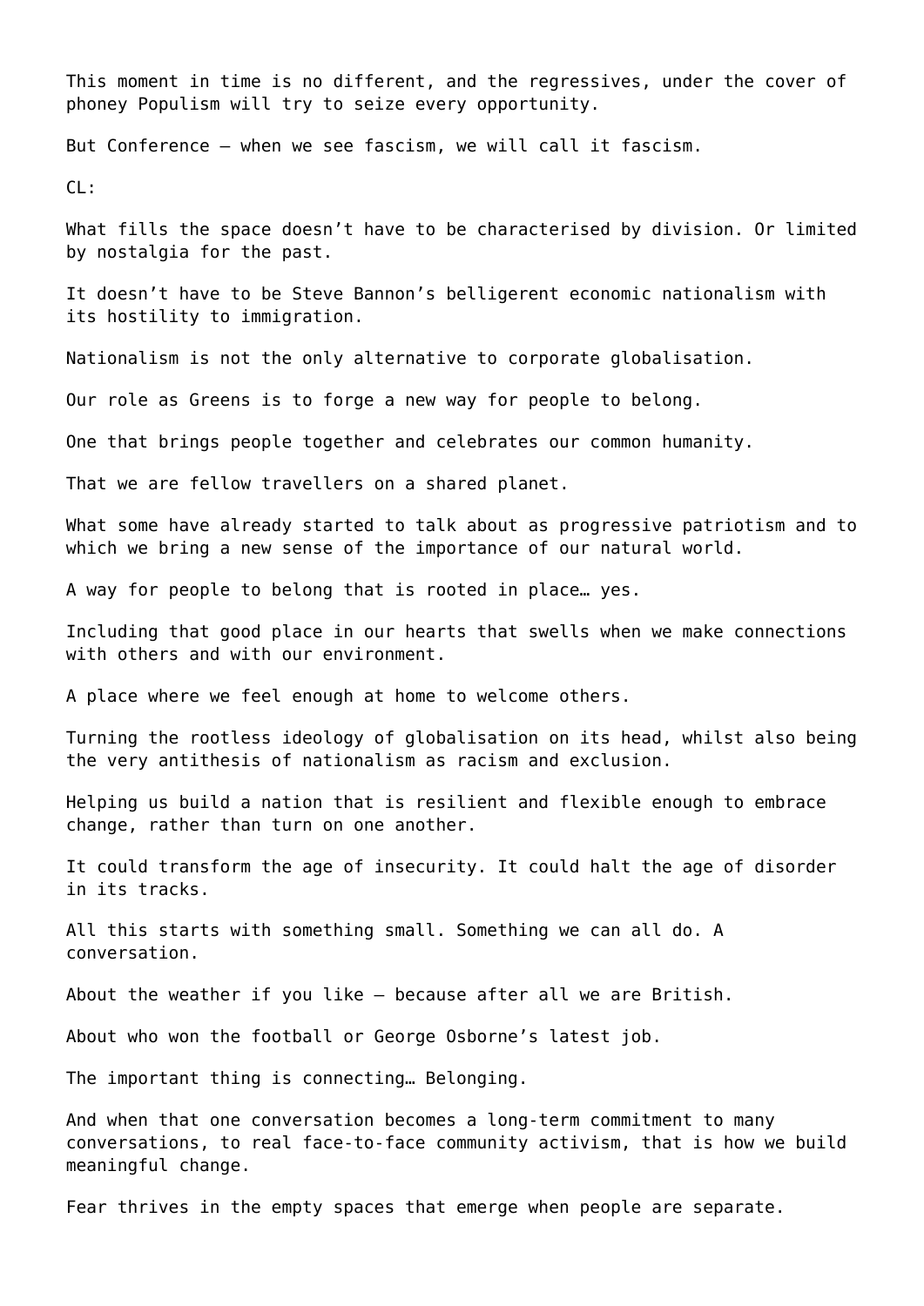This moment in time is no different, and the regressives, under the cover of phoney Populism will try to seize every opportunity.

But Conference – when we see fascism, we will call it fascism.

CL:

What fills the space doesn't have to be characterised by division. Or limited by nostalgia for the past.

It doesn't have to be Steve Bannon's belligerent economic nationalism with its hostility to immigration.

Nationalism is not the only alternative to corporate globalisation.

Our role as Greens is to forge a new way for people to belong.

One that brings people together and celebrates our common humanity.

That we are fellow travellers on a shared planet.

What some have already started to talk about as progressive patriotism and to which we bring a new sense of the importance of our natural world.

A way for people to belong that is rooted in place… yes.

Including that good place in our hearts that swells when we make connections with others and with our environment.

A place where we feel enough at home to welcome others.

Turning the rootless ideology of globalisation on its head, whilst also being the very antithesis of nationalism as racism and exclusion.

Helping us build a nation that is resilient and flexible enough to embrace change, rather than turn on one another.

It could transform the age of insecurity. It could halt the age of disorder in its tracks.

All this starts with something small. Something we can all do. A conversation.

About the weather if you like – because after all we are British.

About who won the football or George Osborne's latest job.

The important thing is connecting… Belonging.

And when that one conversation becomes a long-term commitment to many conversations, to real face-to-face community activism, that is how we build meaningful change.

Fear thrives in the empty spaces that emerge when people are separate.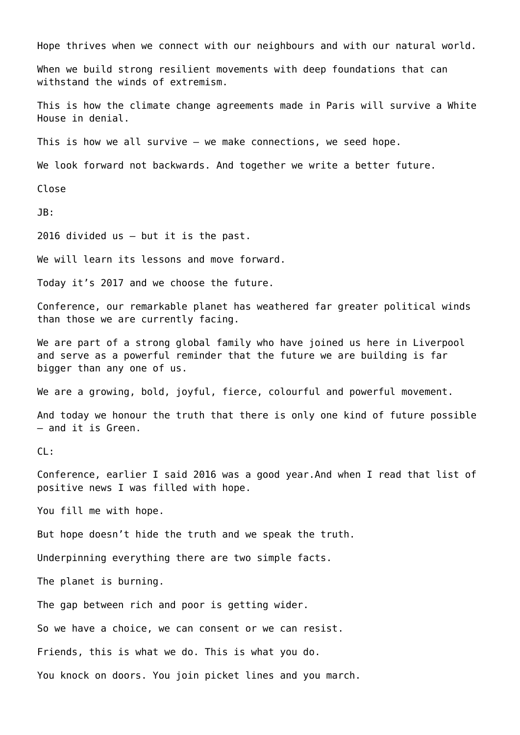Hope thrives when we connect with our neighbours and with our natural world.

When we build strong resilient movements with deep foundations that can withstand the winds of extremism.

This is how the climate change agreements made in Paris will survive a White House in denial.

This is how we all survive – we make connections, we seed hope.

We look forward not backwards. And together we write a better future.

Close

JB:

2016 divided us – but it is the past.

We will learn its lessons and move forward.

Today it's 2017 and we choose the future.

Conference, our remarkable planet has weathered far greater political winds than those we are currently facing.

We are part of a strong global family who have joined us here in Liverpool and serve as a powerful reminder that the future we are building is far bigger than any one of us.

We are a growing, bold, joyful, fierce, colourful and powerful movement.

And today we honour the truth that there is only one kind of future possible – and it is Green.

CL:

Conference, earlier I said 2016 was a good year.And when I read that list of positive news I was filled with hope.

You fill me with hope.

But hope doesn't hide the truth and we speak the truth.

Underpinning everything there are two simple facts.

The planet is burning.

The gap between rich and poor is getting wider.

So we have a choice, we can consent or we can resist.

Friends, this is what we do. This is what you do.

You knock on doors. You join picket lines and you march.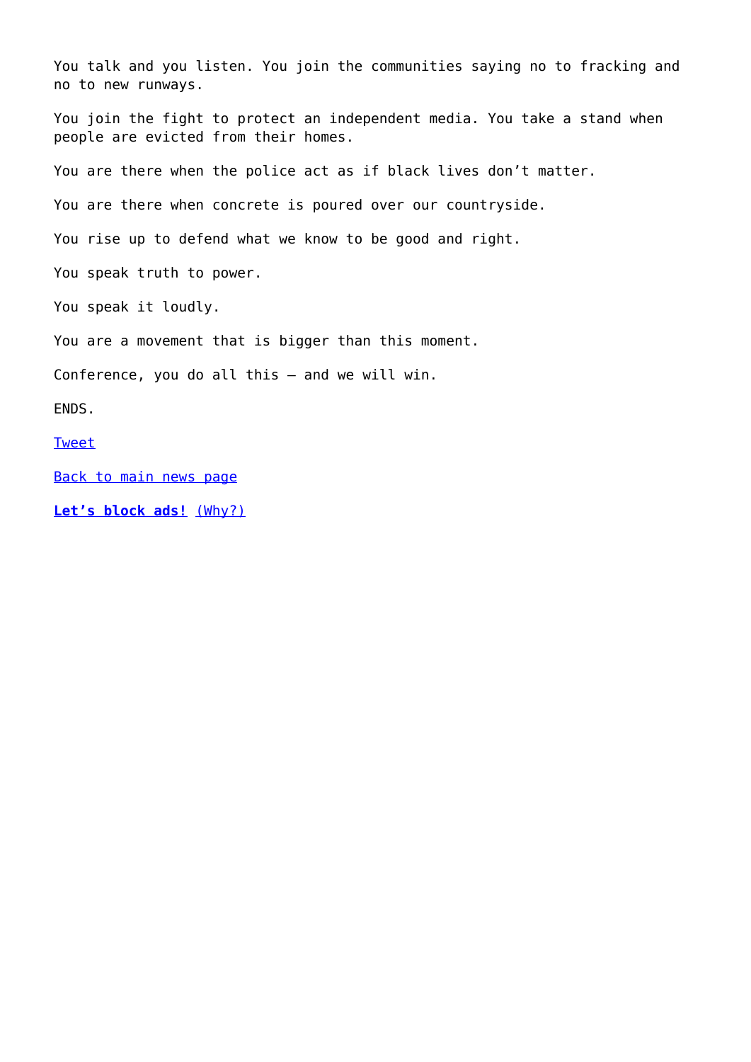You talk and you listen. You join the communities saying no to fracking and no to new runways.

You join the fight to protect an independent media. You take a stand when people are evicted from their homes.

You are there when the police act as if black lives don't matter.

You are there when concrete is poured over our countryside.

You rise up to defend what we know to be good and right.

You speak truth to power.

You speak it loudly.

You are a movement that is bigger than this moment.

Conference, you do all this – and we will win.

ENDS.

Tweet

Back to main news page

**Let's block ads!** (Why?)